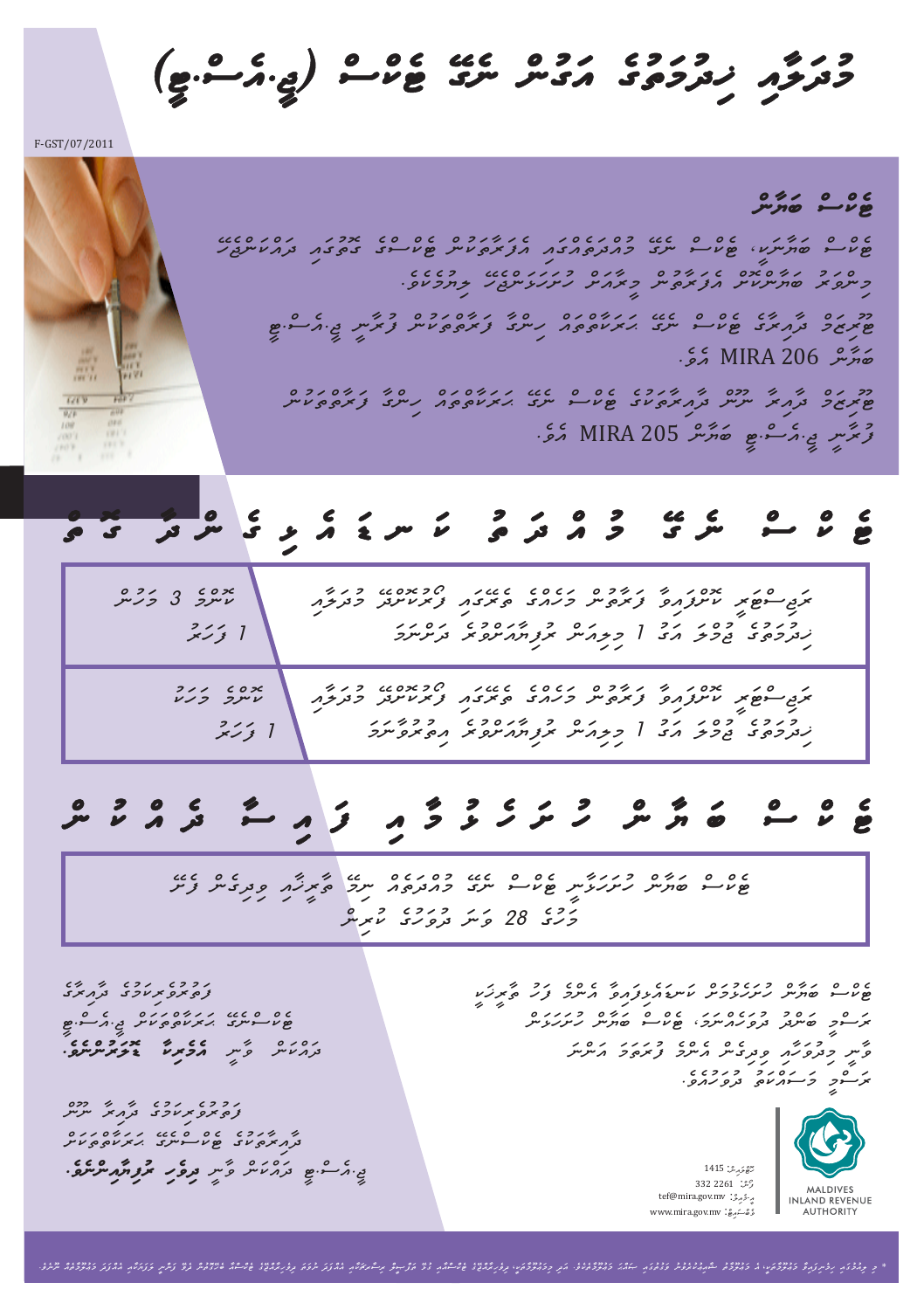# މުދަލާއި ޚިދުމަތުގެ އަގުން ނަގާ ޓެކްސް (ޖީ.އެސް.ޓީ)

F-GST/07/2011

## ޓެކްސް ބަޔާން

ޓެކްސް ބަޔާނަކީ، ޓެކްސް ނަގާ މުއްދަތެއްގައި އެފަރާތަކުން ޓެކްސްގެ ގޮތުގައި ދައްކަންޖެހޭ މިންވަރު ބަޔާންކޮށް އެފަރާތުން މީރާއަށް ހުށަހަޅަންޖެހޭ ލިޔުމެކެވެ.

ޖެނެރަލް ދާއިރާގެ ޓެކްސް ނަގާ ރަޖިސްޓަރީވެފައިވާ ހުރިހާ ފަރާތްތަކުން ފުރިހަމަކުރަންވީ ޖީ.އެސް.ޓީ ބަޔާން MIRA 206 އެވެ.

ޖެނެރަލް ދާއިރާ ނޫން ދާއިރާތަކުގެ ޓެކްސް ނަގާ ރަޖިސްޓަރީވެފައިވާ ހުރިހާ ފަރާތްތަކުން ފުރިހަމަކުރަންވީ ޖީ.އެސް.ޓީ ބަޔާން MIRA 205 އެވެ.

## ޓެކްސް ނަގާ މުއްދަތު ކަނޑައެޅިގެންވާ ގޮތް

| | |
|---|---|
| ރަޖިސްޓަރީ ކުރެވިފައިވާ ފަރާތުން ޖުމްލަ ވިޔަފާރީގައި ވިއްކާފައިވާ މުދަލާއި ހިދުމަތުގެ އަގު އަހަރަކު 1 މިލިއަން ރުފިޔާއަށްވުރެ ދަށްނަމަ | ކޮންމެ 3 މަހަކުން 1 ފަހަރު |
| ރަޖިސްޓަރީ ކުރެވިފައިވާ ފަރާތުން ޖުމްލަ ވިޔަފާރީގައި ވިއްކާފައިވާ މުދަލާއި ހިދުމަތުގެ އަގު އަހަރަކު 1 މިލިއަން ރުފިޔާއަށްވުރެ އިތުރުވާނަމަ | ކޮންމެ މަހަކު 1 ފަހަރު |

## ޓެކްސް ބަޔާން ހުށަހަޅާއި ފައިސާ ދައްކަން

ޓެކްސް ބަޔާން ހުށަހަޅަންވާނީ ޓެކްސް ނަގާ މުއްދަތެއް ނިމޭ މަހާއި ވިދިގެން އަންނަ މަހުގެ 28 ވަނަ ދުވަހުގެ ކުރިން

ޓެކްސް ބަޔާން ހުށަހެޅުމަށް ކަނޑައެޅިފައިވާ އެންމެ ފަހު ތާރީޚަކީ ބަންދު ދުވަހަކަށްވާނަމަ، ޓެކްސް ބަޔާން ހުށަހަޅަން ވާނީ މިދުވަހާއި ވިދިގެން އެންމެ ފުރަތަމަ އަންނަ ބަންދު ނޫން ދުވަހެވެ.

ޖެނެރަލް ދާއިރާގެ ޓެކްސްނަގާ ރަޖިސްޓަރީ ފަރާތްތަކުން ޖީ.އެސް.ޓީ ދައްކަން ވާނީ މީރާއިން ބަލައިގަނެވޭ ތަންތަނުގައެވެ.

ޖެނެރަލް ދާއިރާ ނޫން ދާއިރާތަކުގެ ޓެކްސްނަގާ ރަޖިސްޓަރީ ފަރާތްތަކުން ޖީ.އެސް.ޓީ ދައްކަން ވާނީ ބޭންކުތަކުގައެވެ.

ފޯނު: 1415
ފެކްސް: 332 2261
އީ-މެއިލް: tef@mira.gov.mv
ވެބްސައިޓް: www.mira.gov.mv

MALDIVES INLAND REVENUE AUTHORITY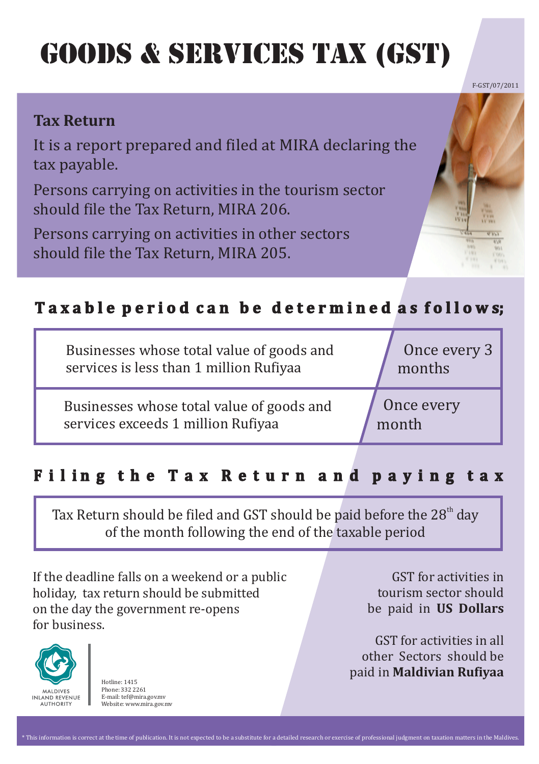# GOODS & SERVICES TAX (GST)

F-GST/07/2011

## Tax Return

It is a report prepared and filed at MIRA declaring the tax payable.

Persons carrying on activities in the tourism sector should file the Tax Return, MIRA 206.

Persons carrying on activities in other sectors should file the Tax Return, MIRA 205.

## Taxable period can be determined as follows;

| | |
|---|---|
| Businesses whose total value of goods and services is less than 1 million Rufiyaa | Once every 3 months |
| Businesses whose total value of goods and services exceeds 1 million Rufiyaa | Once every month |

## Filing the Tax Return and paying tax

Tax Return should be filed and GST should be paid before the 28th day of the month following the end of the taxable period

If the deadline falls on a weekend or a public holiday, tax return should be submitted on the day the government re-opens for business.

GST for activities in tourism sector should be paid in **US Dollars**

GST for activities in all other Sectors should be paid in **Maldivian Rufiyaa**

MALDIVES INLAND REVENUE AUTHORITY

Hotline: 1415
Phone: 332 2261
E-mail: tef@mira.gov.mv
Website: www.mira.gov.mv

* This information is correct at the time of publication. It is not expected to be a substitute for a detailed research or exercise of professional judgment on taxation matters in the Maldives.